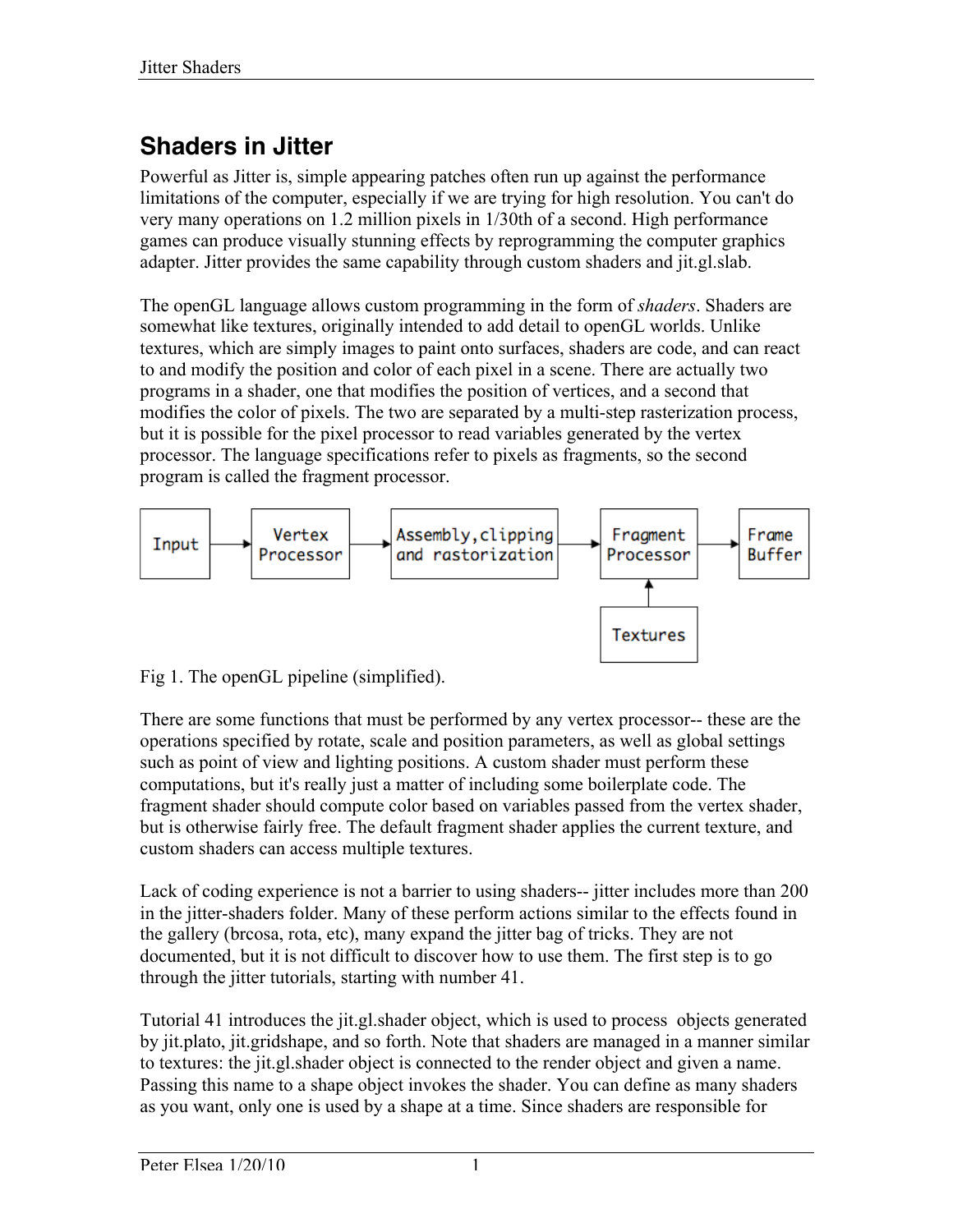# Shaders in Jitter

Powerful as Jitter is, simple appearing patches often run up against the performance limitations of the computer, especially if we are trying for high resolution. You can't do very many operations on 1.2 million pixels in 1/30th of a second. High performance games can produce visually stunning effects by reprogramming the computer graphics adapter. Jitter provides the same capability through custom shaders and jit.gl.slab.

The openGL language allows custom programming in the form of *shaders*. Shaders are somewhat like textures, originally intended to add detail to openGL worlds. Unlike textures, which are simply images to paint onto surfaces, shaders are code, and can react to and modify the position and color of each pixel in a scene. There are actually two programs in a shader, one that modifies the position of vertices, and a second that modifies the color of pixels. The two are separated by a multi-step rasterization process, but it is possible for the pixel processor to read variables generated by the vertex processor. The language specifications refer to pixels as fragments, so the second program is called the fragment processor.

Input
Vertex Processor
Assembly, clipping and rastorization
Fragment Processor
Frame Buffer
Textures

Fig 1. The openGL pipeline (simplified).

There are some functions that must be performed by any vertex processor-- these are the operations specified by rotate, scale and position parameters, as well as global settings such as point of view and lighting positions. A custom shader must perform these computations, but it's really just a matter of including some boilerplate code. The fragment shader should compute color based on variables passed from the vertex shader, but is otherwise fairly free. The default fragment shader applies the current texture, and custom shaders can access multiple textures.

Lack of coding experience is not a barrier to using shaders-- jitter includes more than 200 in the jitter-shaders folder. Many of these perform actions similar to the effects found in the gallery (brcosa, rota, etc), many expand the jitter bag of tricks. They are not documented, but it is not difficult to discover how to use them. The first step is to go through the jitter tutorials, starting with number 41.

Tutorial 41 introduces the jit.gl.shader object, which is used to process objects generated by jit.plato, jit.gridshape, and so forth. Note that shaders are managed in a manner similar to textures: the jit.gl.shader object is connected to the render object and given a name. Passing this name to a shape object invokes the shader. You can define as many shaders as you want, only one is used by a shape at a time. Since shaders are responsible for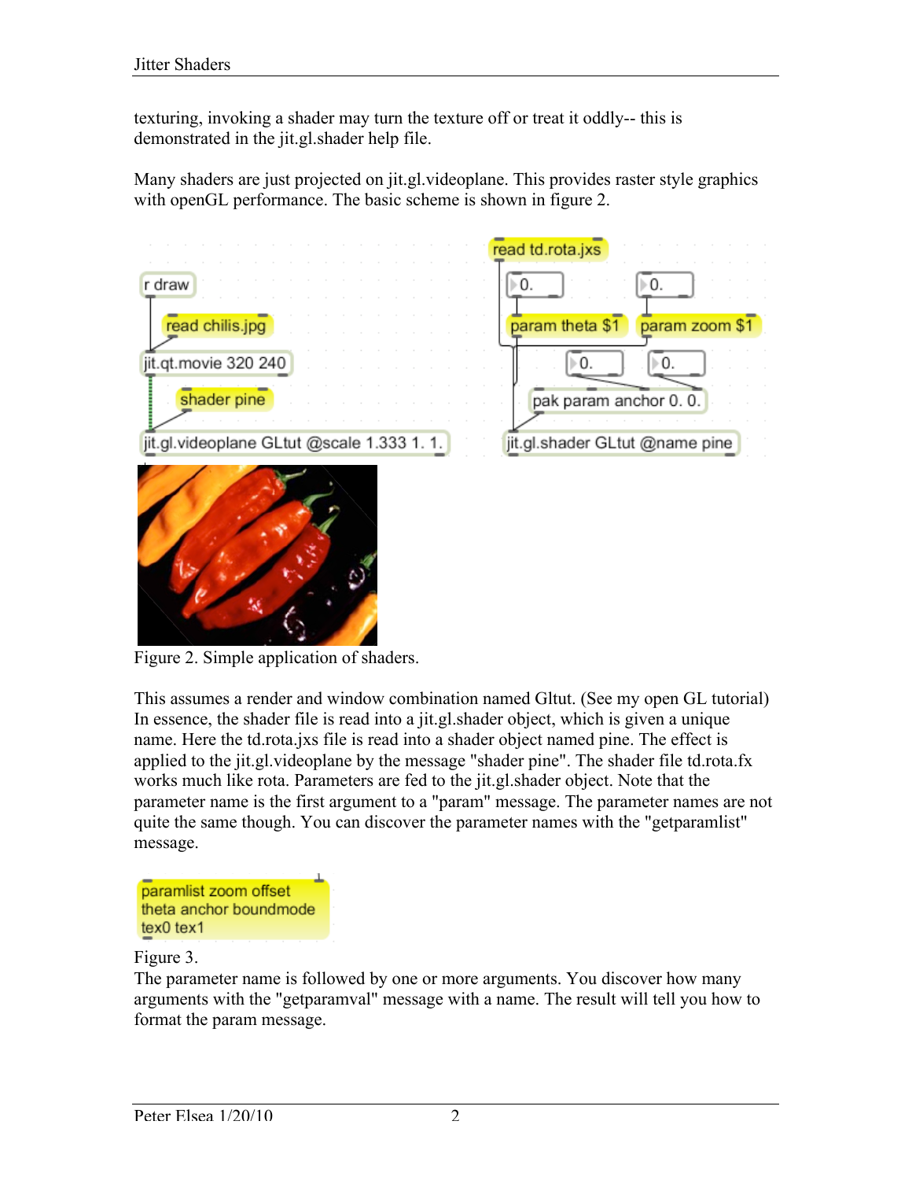texturing, invoking a shader may turn the texture off or treat it oddly-- this is demonstrated in the jit.gl.shader help file.

Many shaders are just projected on jit.gl.videoplane. This provides raster style graphics with openGL performance. The basic scheme is shown in figure 2.

r draw

read chilis.jpg

jit.qt.movie 320 240

shader pine

jit.gl.videoplane GLtut @scale 1.333 1. 1.

read td.rota.jxs

0.

0.

param theta $1

param zoom $1

0.

0.

pak param anchor 0. 0.

jit.gl.shader GLtut @name pine

Figure 2. Simple application of shaders.

This assumes a render and window combination named Gltut. (See my open GL tutorial) In essence, the shader file is read into a jit.gl.shader object, which is given a unique name. Here the td.rota.jxs file is read into a shader object named pine. The effect is applied to the jit.gl.videoplane by the message "shader pine". The shader file td.rota.fx works much like rota. Parameters are fed to the jit.gl.shader object. Note that the parameter name is the first argument to a "param" message. The parameter names are not quite the same though. You can discover the parameter names with the "getparamlist" message.

paramlist zoom offset theta anchor boundmode tex0 tex1

Figure 3.

The parameter name is followed by one or more arguments. You discover how many arguments with the "getparamval" message with a name. The result will tell you how to format the param message.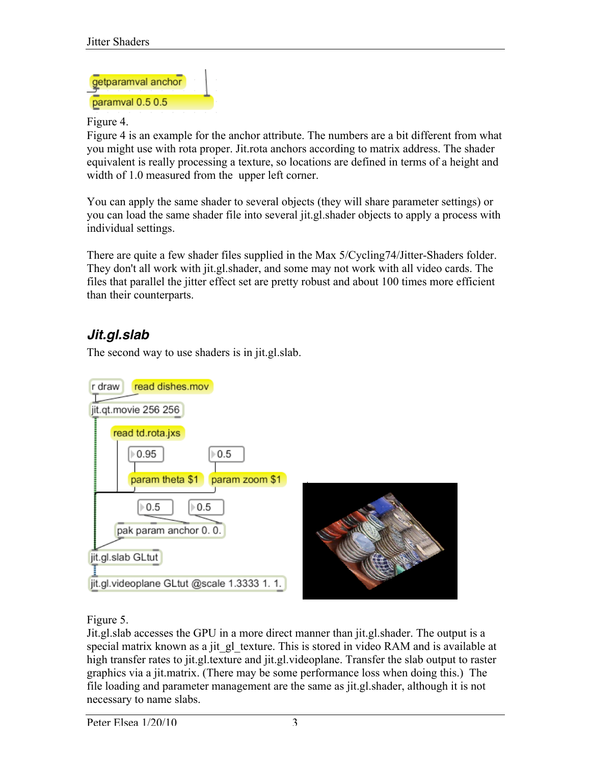getparamval anchor

paramval 0.5 0.5

Figure 4.

Figure 4 is an example for the anchor attribute. The numbers are a bit different from what you might use with rota proper. Jit.rota anchors according to matrix address. The shader equivalent is really processing a texture, so locations are defined in terms of a height and width of 1.0 measured from the upper left corner.

You can apply the same shader to several objects (they will share parameter settings) or you can load the same shader file into several jit.gl.shader objects to apply a process with individual settings.

There are quite a few shader files supplied in the Max 5/Cycling74/Jitter-Shaders folder. They don't all work with jit.gl.shader, and some may not work with all video cards. The files that parallel the jitter effect set are pretty robust and about 100 times more efficient than their counterparts.

## *Jit.gl.slab*

The second way to use shaders is in jit.gl.slab.

r draw

read dishes.mov

jit.qt.movie 256 256

read td.rota.jxs

0.95

0.5

param theta $1

param zoom $1

0.5

0.5

pak param anchor 0. 0.

jit.gl.slab GLtut

jit.gl.videoplane GLtut @scale 1.3333 1. 1.

Figure 5.

Jit.gl.slab accesses the GPU in a more direct manner than jit.gl.shader. The output is a special matrix known as a jit_gl_texture. This is stored in video RAM and is available at high transfer rates to jit.gl.texture and jit.gl.videoplane. Transfer the slab output to raster graphics via a jit.matrix. (There may be some performance loss when doing this.) The file loading and parameter management are the same as jit.gl.shader, although it is not necessary to name slabs.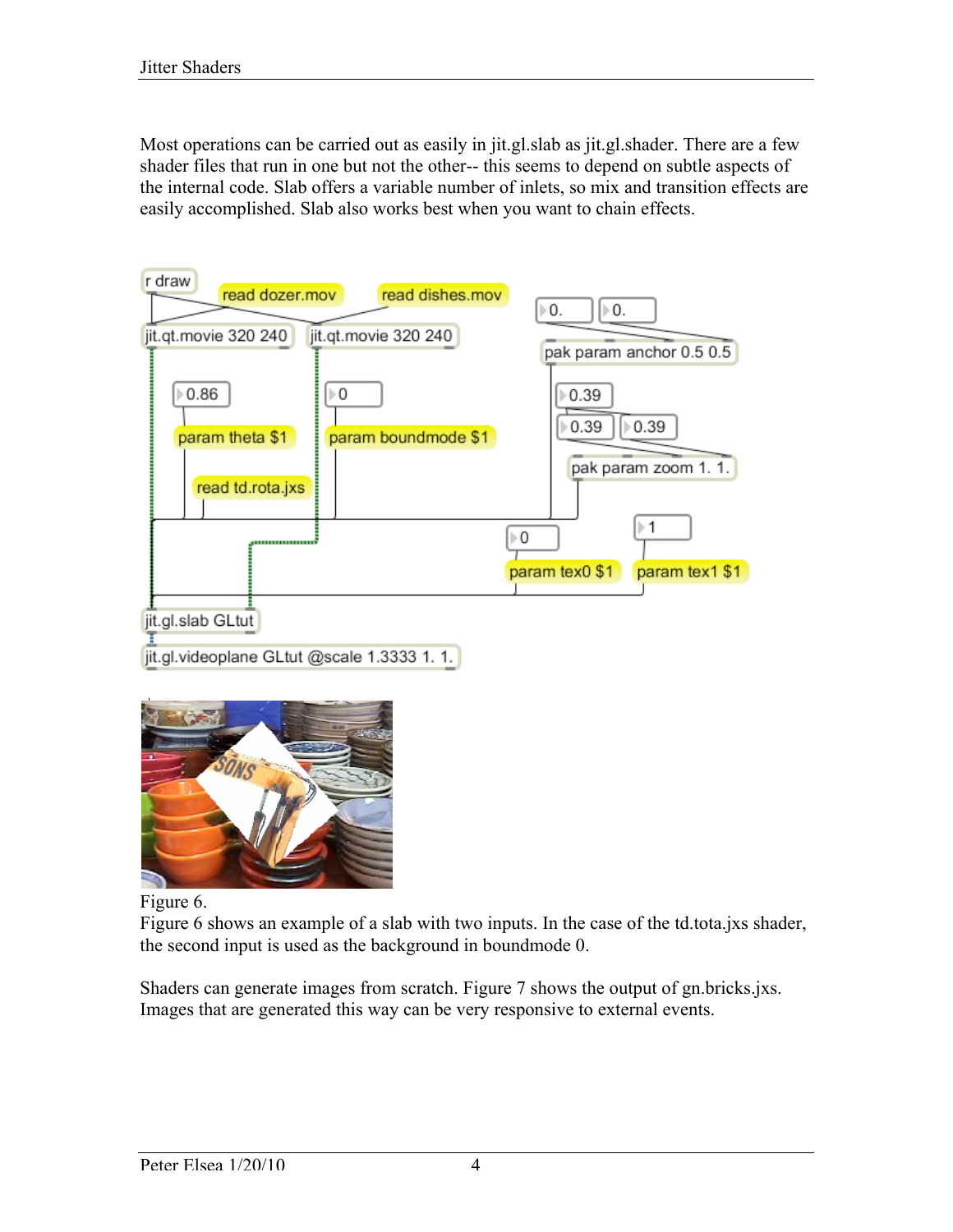Most operations can be carried out as easily in jit.gl.slab as jit.gl.shader. There are a few shader files that run in one but not the other-- this seems to depend on subtle aspects of the internal code. Slab offers a variable number of inlets, so mix and transition effects are easily accomplished. Slab also works best when you want to chain effects.

Figure 6.

Figure 6 shows an example of a slab with two inputs. In the case of the td.tota.jxs shader, the second input is used as the background in boundmode 0.

Shaders can generate images from scratch. Figure 7 shows the output of gn.bricks.jxs. Images that are generated this way can be very responsive to external events.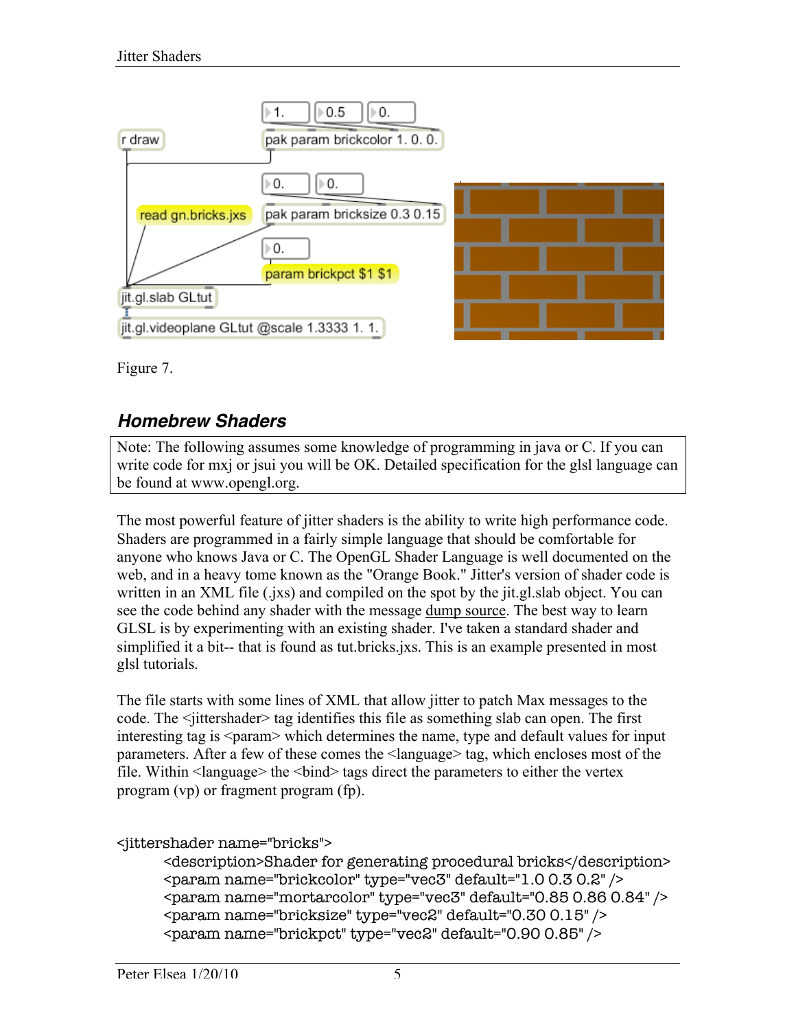Figure 7.

## *Homebrew Shaders*

> Note: The following assumes some knowledge of programming in java or C. If you can write code for mxj or jsui you will be OK. Detailed specification for the glsl language can be found at www.opengl.org.

The most powerful feature of jitter shaders is the ability to write high performance code. Shaders are programmed in a fairly simple language that should be comfortable for anyone who knows Java or C. The OpenGL Shader Language is well documented on the web, and in a heavy tome known as the "Orange Book." Jitter's version of shader code is written in an XML file (.jxs) and compiled on the spot by the jit.gl.slab object. You can see the code behind any shader with the message <u>dump source</u>. The best way to learn GLSL is by experimenting with an existing shader. I've taken a standard shader and simplified it a bit-- that is found as tut.bricks.jxs. This is an example presented in most glsl tutorials.

The file starts with some lines of XML that allow jitter to patch Max messages to the code. The <jittershader> tag identifies this file as something slab can open. The first interesting tag is <param> which determines the name, type and default values for input parameters. After a few of these comes the <language> tag, which encloses most of the file. Within <language> the <bind> tags direct the parameters to either the vertex program (vp) or fragment program (fp).

```
<jittershader name="bricks">
	<description>Shader for generating procedural bricks</description>
	<param name="brickcolor" type="vec3" default="1.0 0.3 0.2" />
	<param name="mortarcolor" type="vec3" default="0.85 0.86 0.84" />
	<param name="bricksize" type="vec2" default="0.30 0.15" />
	<param name="brickpct" type="vec2" default="0.90 0.85" />
```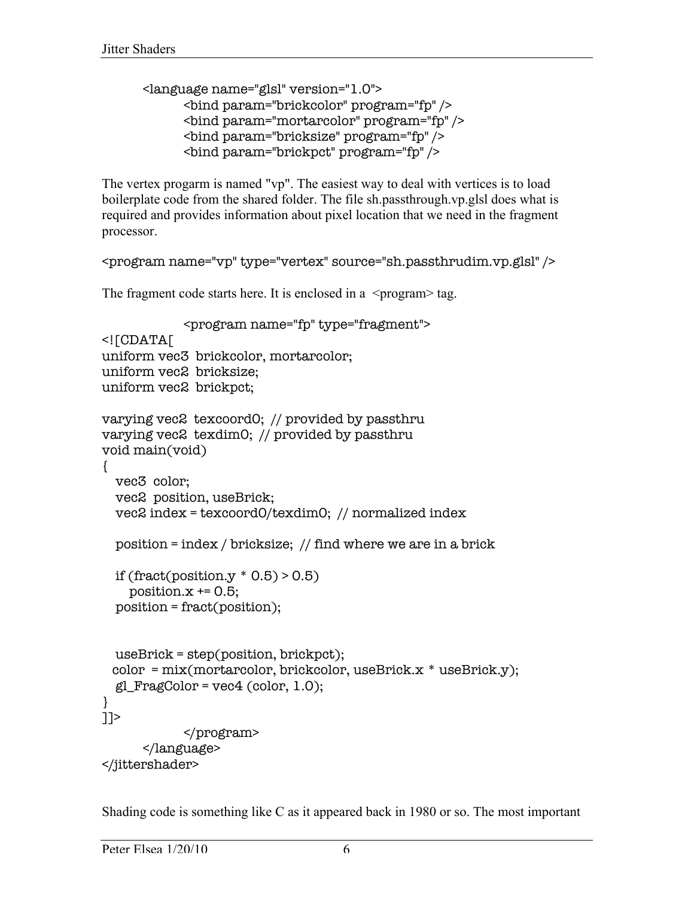```
<language name="glsl" version="1.0">
        <bind param="brickcolor" program="fp" />
        <bind param="mortarcolor" program="fp" />
        <bind param="bricksize" program="fp" />
        <bind param="brickpct" program="fp" />
```

The vertex progarm is named "vp". The easiest way to deal with vertices is to load boilerplate code from the shared folder. The file sh.passthrough.vp.glsl does what is required and provides information about pixel location that we need in the fragment processor.

```
<program name="vp" type="vertex" source="sh.passthrudim.vp.glsl" />
```

The fragment code starts here. It is enclosed in a <program> tag.

```
            <program name="fp" type="fragment">
<![CDATA[
uniform vec3  brickcolor, mortarcolor;
uniform vec2  bricksize;
uniform vec2  brickpct;

varying vec2  texcoord0;  // provided by passthru
varying vec2  texdim0;  // provided by passthru
void main(void)
{
   vec3  color;
   vec2  position, useBrick;
   vec2 index = texcoord0/texdim0;  // normalized index

   position = index / bricksize;  // find where we are in a brick

   if (fract(position.y * 0.5) > 0.5)
      position.x += 0.5;
   position = fract(position);


   useBrick = step(position, brickpct);
  color  = mix(mortarcolor, brickcolor, useBrick.x * useBrick.y);
   gl_FragColor = vec4 (color, 1.0);
}
]]>
            </program>
      </language>
</jittershader>
```

Shading code is something like C as it appeared back in 1980 or so. The most important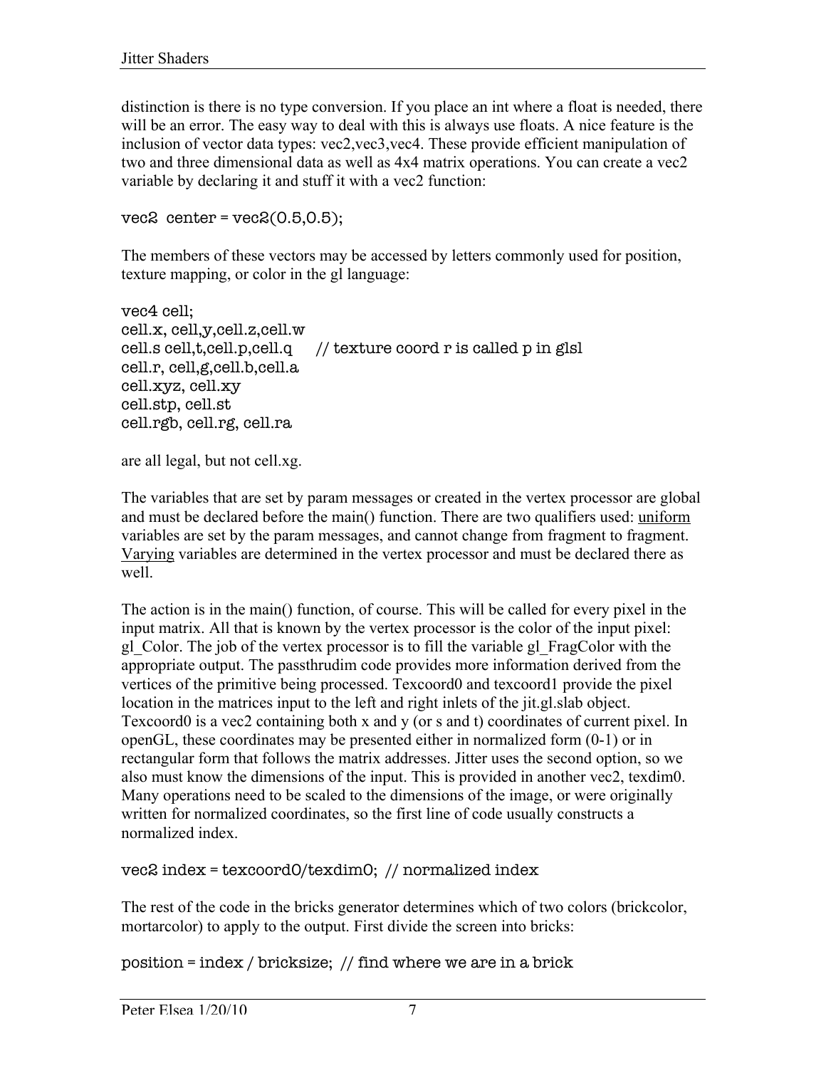distinction is there is no type conversion. If you place an int where a float is needed, there will be an error. The easy way to deal with this is always use floats. A nice feature is the inclusion of vector data types: vec2,vec3,vec4. These provide efficient manipulation of two and three dimensional data as well as 4x4 matrix operations. You can create a vec2 variable by declaring it and stuff it with a vec2 function:

```
vec2  center = vec2(0.5,0.5);
```

The members of these vectors may be accessed by letters commonly used for position, texture mapping, or color in the gl language:

```
vec4 cell;
cell.x, cell,y,cell.z,cell.w
cell.s cell,t,cell.p,cell.q     // texture coord r is called p in glsl
cell.r, cell,g,cell.b,cell.a
cell.xyz, cell.xy
cell.stp, cell.st
cell.rgb, cell.rg, cell.ra
```

are all legal, but not cell.xg.

The variables that are set by param messages or created in the vertex processor are global and must be declared before the main() function. There are two qualifiers used: uniform variables are set by the param messages, and cannot change from fragment to fragment. Varying variables are determined in the vertex processor and must be declared there as well.

The action is in the main() function, of course. This will be called for every pixel in the input matrix. All that is known by the vertex processor is the color of the input pixel: gl_Color. The job of the vertex processor is to fill the variable gl_FragColor with the appropriate output. The passthrudim code provides more information derived from the vertices of the primitive being processed. Texcoord0 and texcoord1 provide the pixel location in the matrices input to the left and right inlets of the jit.gl.slab object. Texcoord0 is a vec2 containing both x and y (or s and t) coordinates of current pixel. In openGL, these coordinates may be presented either in normalized form (0-1) or in rectangular form that follows the matrix addresses. Jitter uses the second option, so we also must know the dimensions of the input. This is provided in another vec2, texdim0. Many operations need to be scaled to the dimensions of the image, or were originally written for normalized coordinates, so the first line of code usually constructs a normalized index.

```
vec2 index = texcoord0/texdim0;  // normalized index
```

The rest of the code in the bricks generator determines which of two colors (brickcolor, mortarcolor) to apply to the output. First divide the screen into bricks:

```
position = index / bricksize;  // find where we are in a brick
```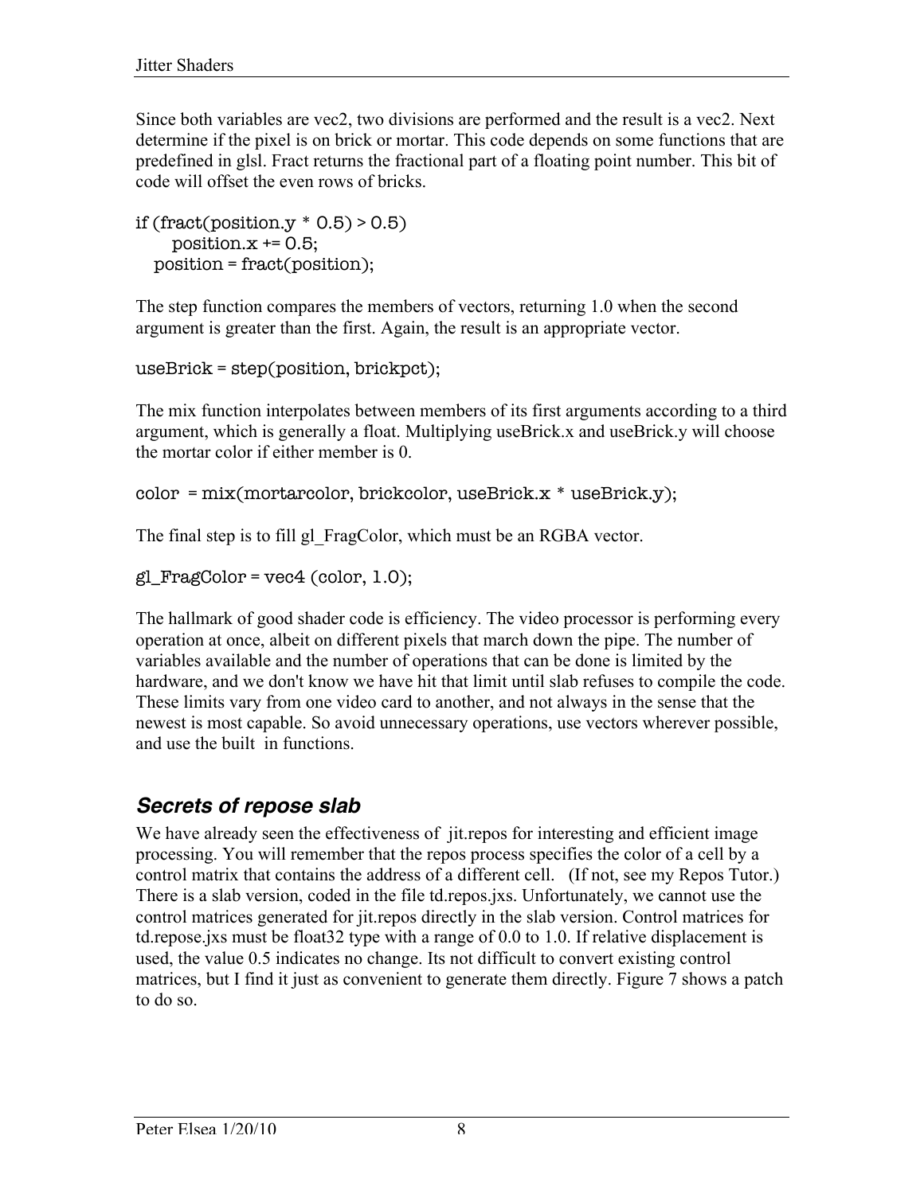Since both variables are vec2, two divisions are performed and the result is a vec2. Next determine if the pixel is on brick or mortar. This code depends on some functions that are predefined in glsl. Fract returns the fractional part of a floating point number. This bit of code will offset the even rows of bricks.

```
if (fract(position.y * 0.5) > 0.5)
     position.x += 0.5;
  position = fract(position);
```

The step function compares the members of vectors, returning 1.0 when the second argument is greater than the first. Again, the result is an appropriate vector.

```
useBrick = step(position, brickpct);
```

The mix function interpolates between members of its first arguments according to a third argument, which is generally a float. Multiplying useBrick.x and useBrick.y will choose the mortar color if either member is 0.

```
color  = mix(mortarcolor, brickcolor, useBrick.x * useBrick.y);
```

The final step is to fill gl_FragColor, which must be an RGBA vector.

```
gl_FragColor = vec4 (color, 1.0);
```

The hallmark of good shader code is efficiency. The video processor is performing every operation at once, albeit on different pixels that march down the pipe. The number of variables available and the number of operations that can be done is limited by the hardware, and we don't know we have hit that limit until slab refuses to compile the code. These limits vary from one video card to another, and not always in the sense that the newest is most capable. So avoid unnecessary operations, use vectors wherever possible, and use the built  in functions.

### *Secrets of repose slab*

We have already seen the effectiveness of  jit.repos for interesting and efficient image processing. You will remember that the repos process specifies the color of a cell by a control matrix that contains the address of a different cell.   (If not, see my Repos Tutor.) There is a slab version, coded in the file td.repos.jxs. Unfortunately, we cannot use the control matrices generated for jit.repos directly in the slab version. Control matrices for td.repose.jxs must be float32 type with a range of 0.0 to 1.0. If relative displacement is used, the value 0.5 indicates no change. Its not difficult to convert existing control matrices, but I find it just as convenient to generate them directly. Figure 7 shows a patch to do so.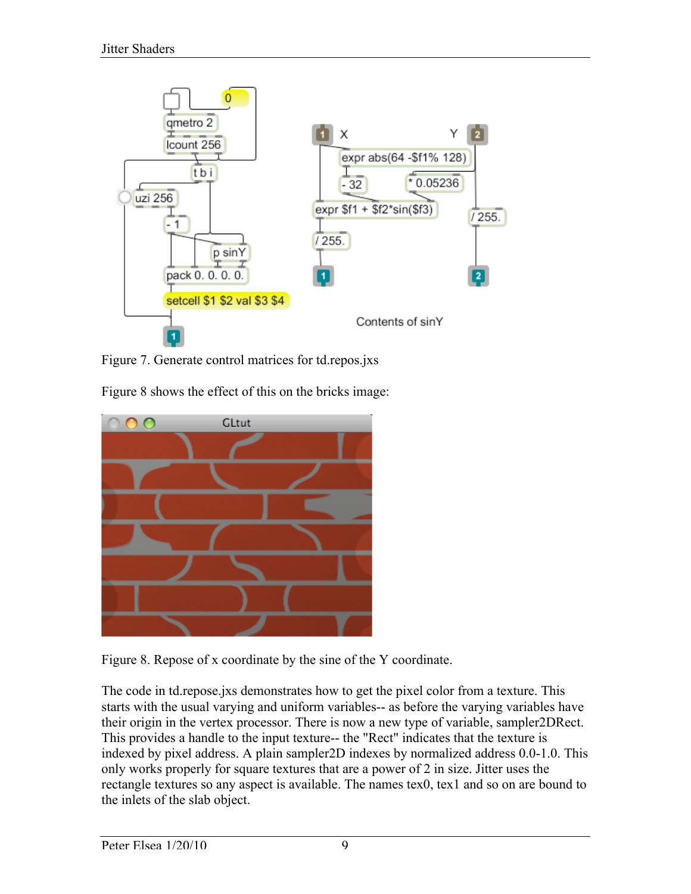Figure 7. Generate control matrices for td.repos.jxs

Figure 8 shows the effect of this on the bricks image:

Figure 8. Repose of x coordinate by the sine of the Y coordinate.

The code in td.repose.jxs demonstrates how to get the pixel color from a texture. This starts with the usual varying and uniform variables-- as before the varying variables have their origin in the vertex processor. There is now a new type of variable, sampler2DRect. This provides a handle to the input texture-- the "Rect" indicates that the texture is indexed by pixel address. A plain sampler2D indexes by normalized address 0.0-1.0. This only works properly for square textures that are a power of 2 in size. Jitter uses the rectangle textures so any aspect is available. The names tex0, tex1 and so on are bound to the inlets of the slab object.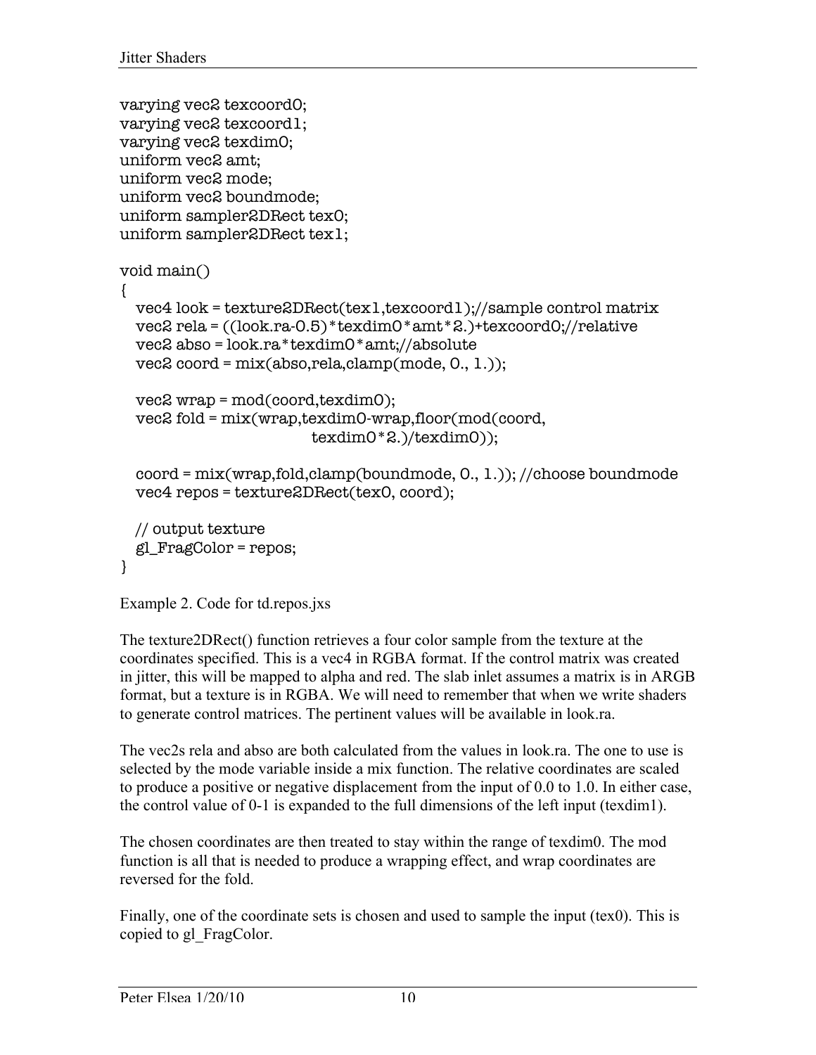```
varying vec2 texcoord0;
varying vec2 texcoord1;
varying vec2 texdim0;
uniform vec2 amt;
uniform vec2 mode;
uniform vec2 boundmode;
uniform sampler2DRect tex0;
uniform sampler2DRect tex1;

void main()
{
   vec4 look = texture2DRect(tex1,texcoord1);//sample control matrix
   vec2 rela = ((look.ra-0.5)*texdim0*amt*2.)+texcoord0;//relative
   vec2 abso = look.ra*texdim0*amt;//absolute
   vec2 coord = mix(abso,rela,clamp(mode, 0., 1.));

   vec2 wrap = mod(coord,texdim0);
   vec2 fold = mix(wrap,texdim0-wrap,floor(mod(coord,
                        texdim0*2.)/texdim0));

   coord = mix(wrap,fold,clamp(boundmode, 0., 1.)); //choose boundmode
   vec4 repos = texture2DRect(tex0, coord);

   // output texture
   gl_FragColor = repos;
}
```

Example 2. Code for td.repos.jxs

The texture2DRect() function retrieves a four color sample from the texture at the coordinates specified. This is a vec4 in RGBA format. If the control matrix was created in jitter, this will be mapped to alpha and red. The slab inlet assumes a matrix is in ARGB format, but a texture is in RGBA. We will need to remember that when we write shaders to generate control matrices. The pertinent values will be available in look.ra.

The vec2s rela and abso are both calculated from the values in look.ra. The one to use is selected by the mode variable inside a mix function. The relative coordinates are scaled to produce a positive or negative displacement from the input of 0.0 to 1.0. In either case, the control value of 0-1 is expanded to the full dimensions of the left input (texdim1).

The chosen coordinates are then treated to stay within the range of texdim0. The mod function is all that is needed to produce a wrapping effect, and wrap coordinates are reversed for the fold.

Finally, one of the coordinate sets is chosen and used to sample the input (tex0). This is copied to gl_FragColor.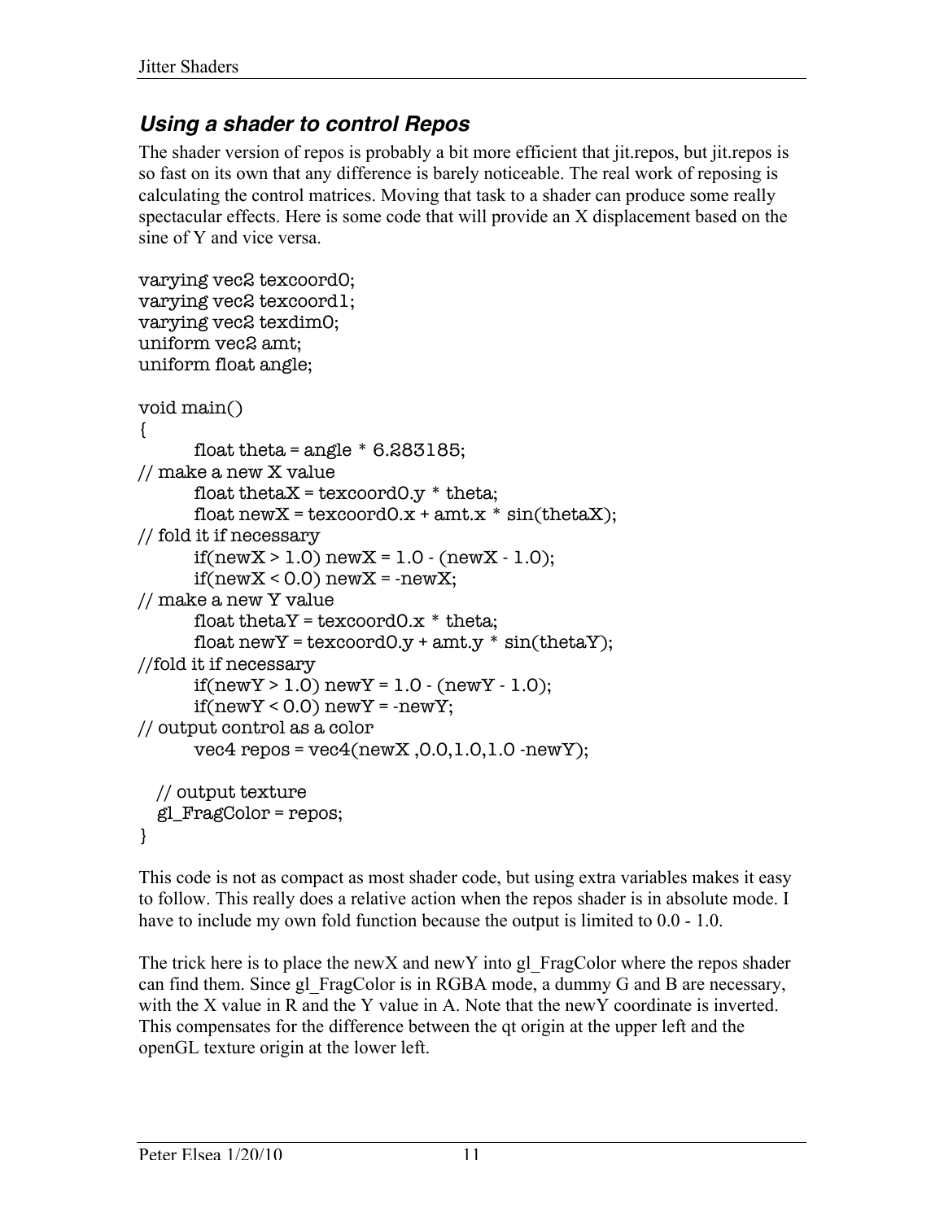## *Using a shader to control Repos*

The shader version of repos is probably a bit more efficient that jit.repos, but jit.repos is so fast on its own that any difference is barely noticeable. The real work of reposing is calculating the control matrices. Moving that task to a shader can produce some really spectacular effects. Here is some code that will provide an X displacement based on the sine of Y and vice versa.

```
varying vec2 texcoord0;
varying vec2 texcoord1;
varying vec2 texdim0;
uniform vec2 amt;
uniform float angle;

void main()
{
        float theta = angle * 6.283185;
// make a new X value
        float thetaX = texcoord0.y * theta;
        float newX = texcoord0.x + amt.x * sin(thetaX);
// fold it if necessary
        if(newX > 1.0) newX = 1.0 - (newX - 1.0);
        if(newX < 0.0) newX = -newX;
// make a new Y value
        float thetaY = texcoord0.x * theta;
        float newY = texcoord0.y + amt.y * sin(thetaY);
//fold it if necessary
        if(newY > 1.0) newY = 1.0 - (newY - 1.0);
        if(newY < 0.0) newY = -newY;
// output control as a color
        vec4 repos = vec4(newX ,0.0,1.0,1.0 -newY);

   // output texture
   gl_FragColor = repos;
}
```

This code is not as compact as most shader code, but using extra variables makes it easy to follow. This really does a relative action when the repos shader is in absolute mode. I have to include my own fold function because the output is limited to 0.0 - 1.0.

The trick here is to place the newX and newY into gl_FragColor where the repos shader can find them. Since gl_FragColor is in RGBA mode, a dummy G and B are necessary, with the X value in R and the Y value in A. Note that the newY coordinate is inverted. This compensates for the difference between the qt origin at the upper left and the openGL texture origin at the lower left.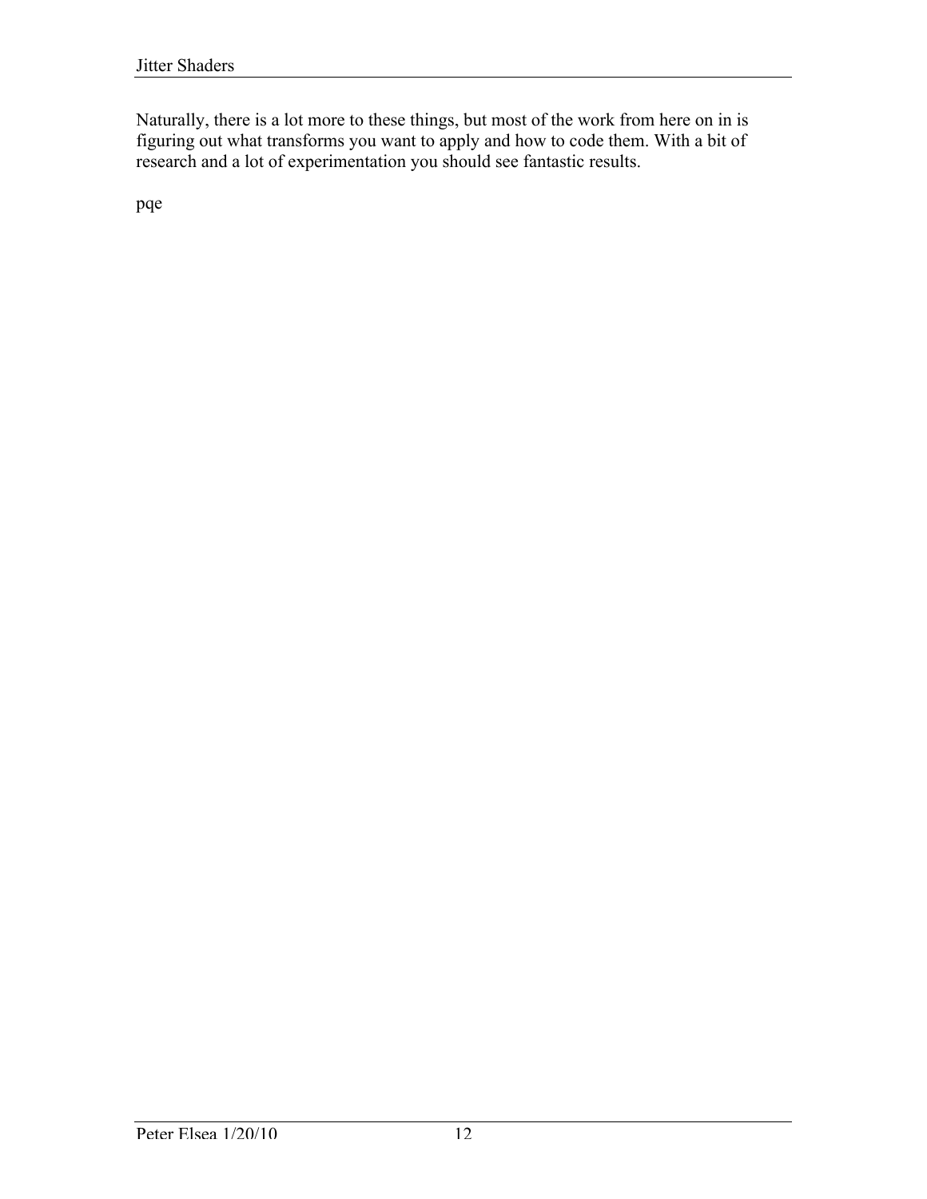Naturally, there is a lot more to these things, but most of the work from here on in is figuring out what transforms you want to apply and how to code them. With a bit of research and a lot of experimentation you should see fantastic results.

pqe